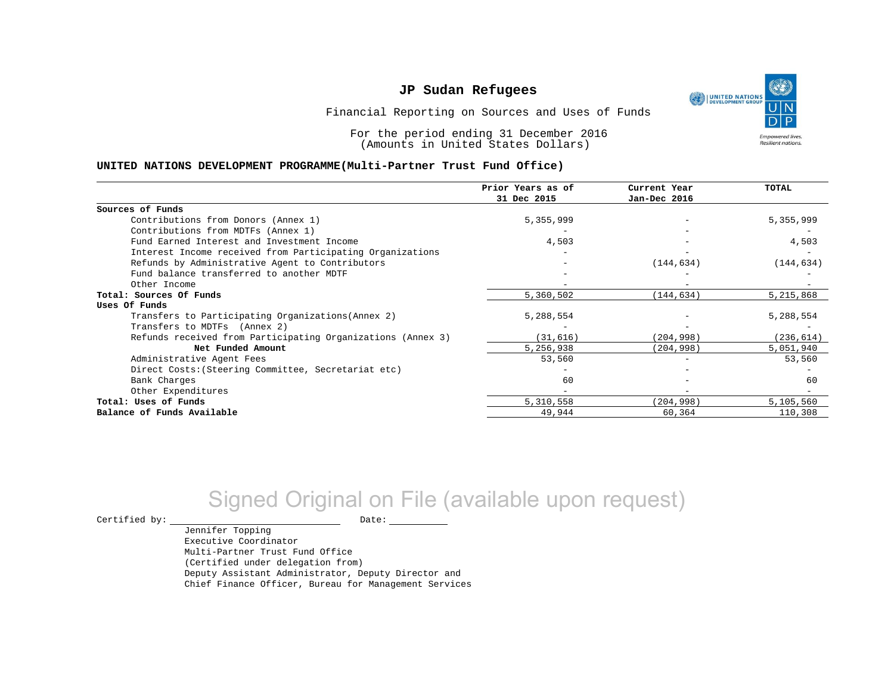# JP Sudan Refugees

Financial Reporting on Sources and Uses of Funds

For the period ending 31 December 2016
(Amounts in United States Dollars)

**UNITED NATIONS DEVELOPMENT PROGRAMME(Multi-Partner Trust Fund Office)**

| | Prior Years as of 31 Dec 2015 | Current Year Jan-Dec 2016 | TOTAL |
|---|---|---|---|
| **Sources of Funds** | | | |
| Contributions from Donors (Annex 1) | 5,355,999 | - | 5,355,999 |
| Contributions from MDTFs (Annex 1) | - | - | - |
| Fund Earned Interest and Investment Income | 4,503 | - | 4,503 |
| Interest Income received from Participating Organizations | - | - | - |
| Refunds by Administrative Agent to Contributors | - | (144,634) | (144,634) |
| Fund balance transferred to another MDTF | - | - | - |
| Other Income | - | - | - |
| **Total: Sources Of Funds** | 5,360,502 | (144,634) | 5,215,868 |
| **Uses Of Funds** | | | |
| Transfers to Participating Organizations(Annex 2) | 5,288,554 | - | 5,288,554 |
| Transfers to MDTFs (Annex 2) | - | - | - |
| Refunds received from Participating Organizations (Annex 3) | (31,616) | (204,998) | (236,614) |
| **Net Funded Amount** | 5,256,938 | (204,998) | 5,051,940 |
| Administrative Agent Fees | 53,560 | - | 53,560 |
| Direct Costs:(Steering Committee, Secretariat etc) | - | - | - |
| Bank Charges | 60 | - | 60 |
| Other Expenditures | - | - | - |
| **Total: Uses of Funds** | 5,310,558 | (204,998) | 5,105,560 |
| **Balance of Funds Available** | 49,944 | 60,364 | 110,308 |

Signed Original on File (available upon request)

Certified by: \_\_\_\_\_\_\_\_\_\_\_\_\_\_\_\_\_\_\_\_ Date: \_\_\_\_\_\_\_\_\_\_

Jennifer Topping
Executive Coordinator
Multi-Partner Trust Fund Office
(Certified under delegation from)
Deputy Assistant Administrator, Deputy Director and
Chief Finance Officer, Bureau for Management Services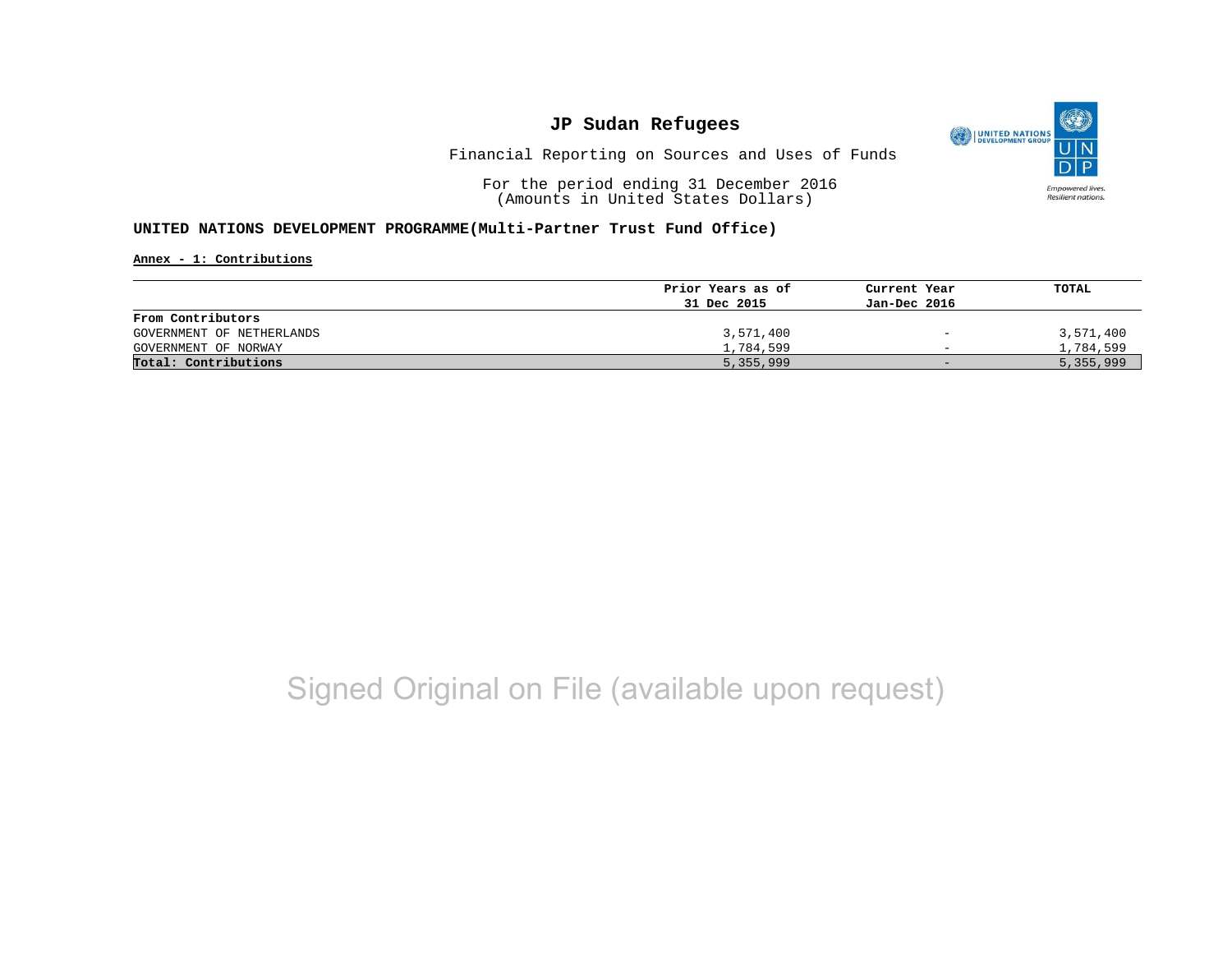# JP Sudan Refugees

Financial Reporting on Sources and Uses of Funds

For the period ending 31 December 2016
(Amounts in United States Dollars)

**UNITED NATIONS DEVELOPMENT PROGRAMME(Multi-Partner Trust Fund Office)**

**Annex - 1: Contributions**

| | Prior Years as of 31 Dec 2015 | Current Year Jan-Dec 2016 | TOTAL |
|---|---|---|---|
| **From Contributors** | | | |
| GOVERNMENT OF NETHERLANDS | 3,571,400 | - | 3,571,400 |
| GOVERNMENT OF NORWAY | 1,784,599 | - | 1,784,599 |
| **Total: Contributions** | 5,355,999 | - | 5,355,999 |

Signed Original on File (available upon request)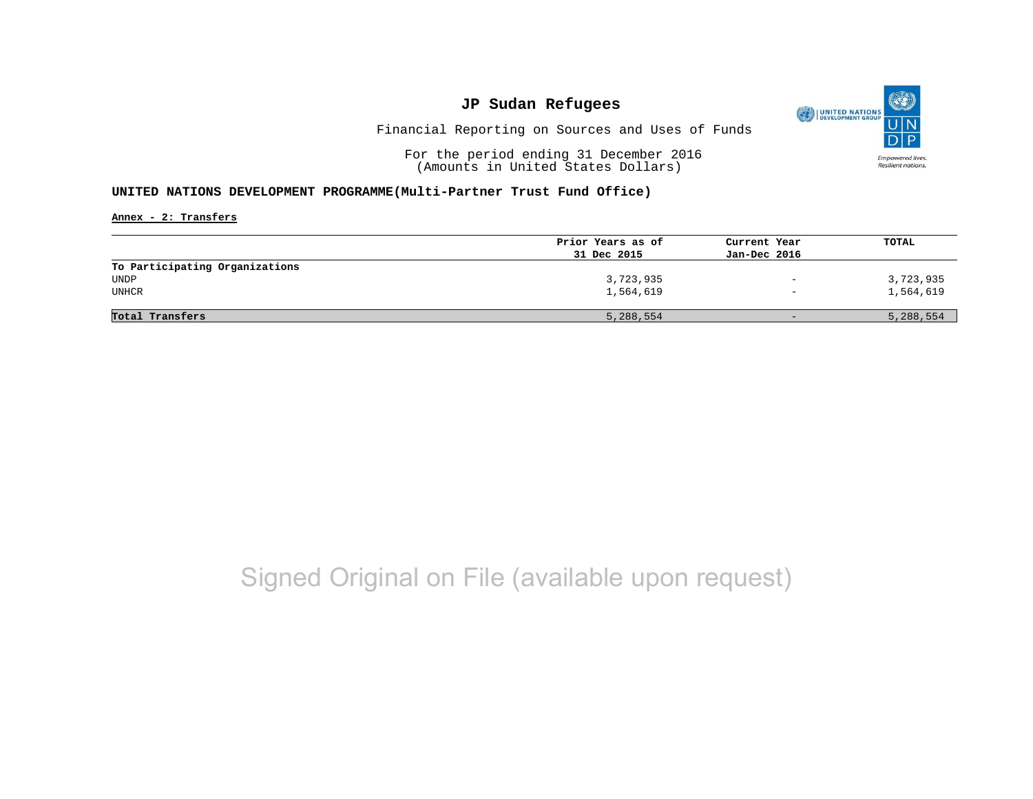# JP Sudan Refugees

Financial Reporting on Sources and Uses of Funds

For the period ending 31 December 2016
(Amounts in United States Dollars)

## UNITED NATIONS DEVELOPMENT PROGRAMME(Multi-Partner Trust Fund Office)

**Annex - 2: Transfers**

| | Prior Years as of 31 Dec 2015 | Current Year Jan-Dec 2016 | TOTAL |
|---|---|---|---|
| **To Participating Organizations** | | | |
| UNDP | 3,723,935 | - | 3,723,935 |
| UNHCR | 1,564,619 | - | 1,564,619 |
| **Total Transfers** | 5,288,554 | - | 5,288,554 |

Signed Original on File (available upon request)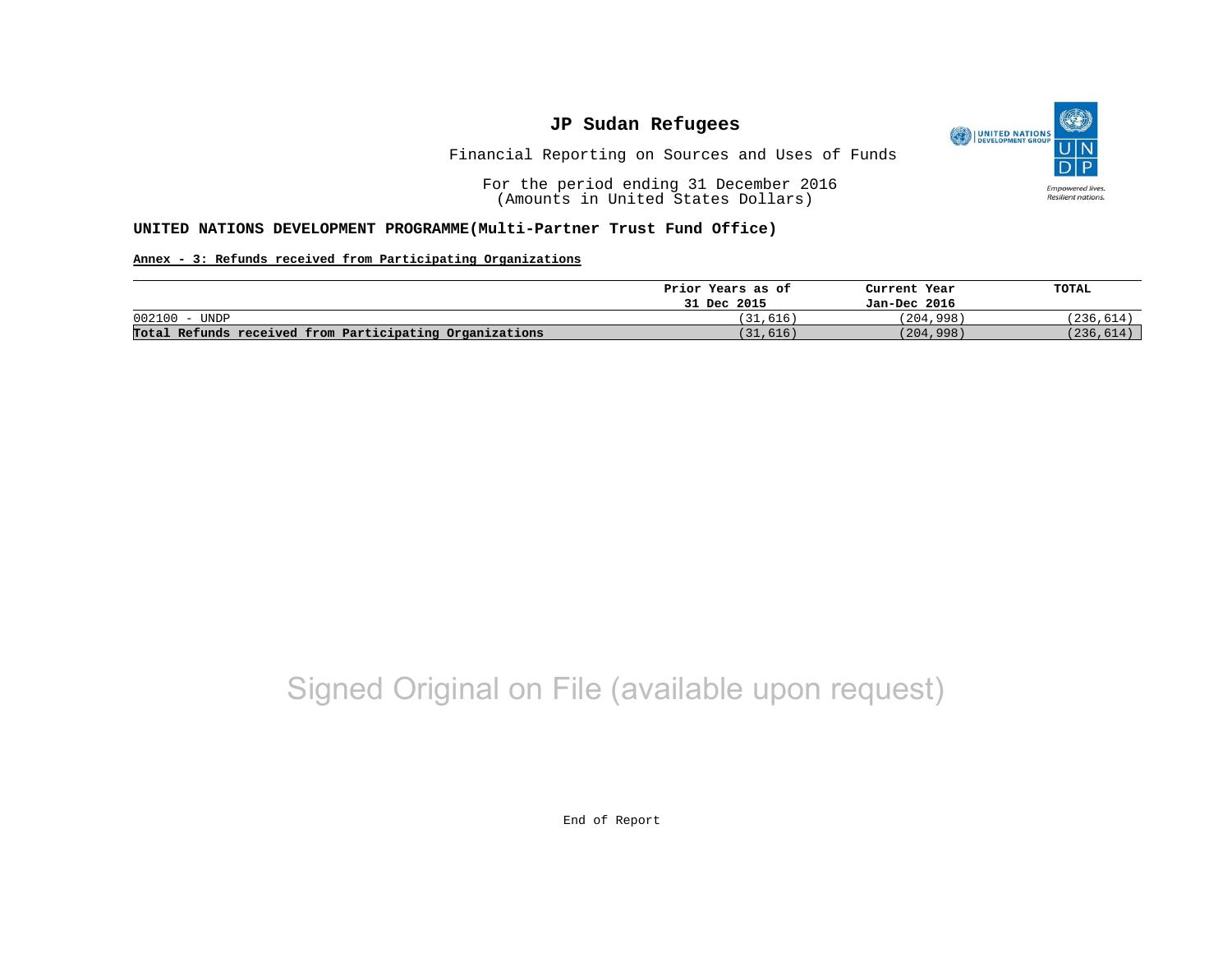# JP Sudan Refugees

Financial Reporting on Sources and Uses of Funds

For the period ending 31 December 2016
(Amounts in United States Dollars)

**UNITED NATIONS DEVELOPMENT PROGRAMME(Multi-Partner Trust Fund Office)**

**Annex - 3: Refunds received from Participating Organizations**

| | Prior Years as of 31 Dec 2015 | Current Year Jan-Dec 2016 | TOTAL |
|---|---|---|---|
| 002100 - UNDP | (31,616) | (204,998) | (236,614) |
| **Total Refunds received from Participating Organizations** | (31,616) | (204,998) | (236,614) |

Signed Original on File (available upon request)

End of Report